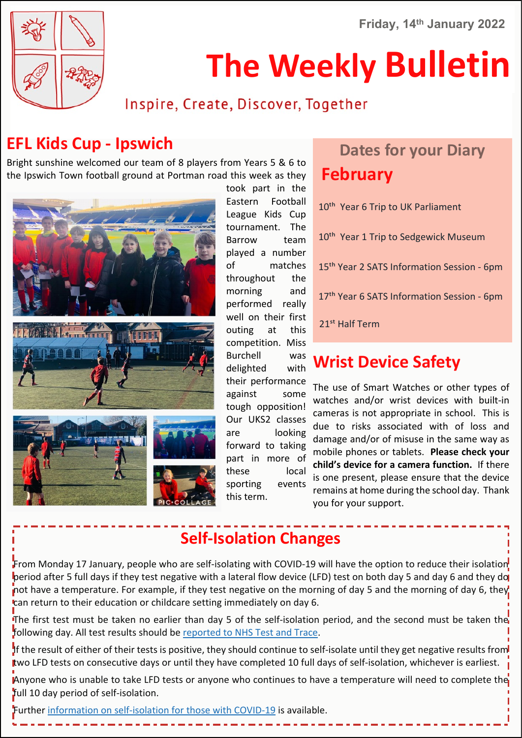Friday, 14th January 2022

# The Weekly Bulletin

Inspire, Create, Discover, Together

## EFL Kids Cup - Ipswich

Bright sunshine welcomed our team of 8 players from Years 5 & 6 to the Ipswich Town football ground at Portman road this week as they took part in the Eastern Football League Kids Cup tournament. The Barrow team played a number of matches throughout the morning and performed really well on their first outing at this competition. Miss Burchell was delighted with their performance against some tough opposition! Our UKS2 classes are looking forward to taking part in more of these local sporting events this term.

## Dates for your Diary

### February

10th Year 6 Trip to UK Parliament

10th Year 1 Trip to Sedgewick Museum

15th Year 2 SATS Information Session - 6pm

17th Year 6 SATS Information Session - 6pm

21st Half Term

## Wrist Device Safety

The use of Smart Watches or other types of watches and/or wrist devices with built-in cameras is not appropriate in school. This is due to risks associated with of loss and damage and/or of misuse in the same way as mobile phones or tablets. **Please check your child's device for a camera function.** If there is one present, please ensure that the device remains at home during the school day. Thank you for your support.

## Self-Isolation Changes

From Monday 17 January, people who are self-isolating with COVID-19 will have the option to reduce their isolation period after 5 full days if they test negative with a lateral flow device (LFD) test on both day 5 and day 6 and they do not have a temperature. For example, if they test negative on the morning of day 5 and the morning of day 6, they can return to their education or childcare setting immediately on day 6.

The first test must be taken no earlier than day 5 of the self-isolation period, and the second must be taken the following day. All test results should be reported to NHS Test and Trace.

If the result of either of their tests is positive, they should continue to self-isolate until they get negative results from two LFD tests on consecutive days or until they have completed 10 full days of self-isolation, whichever is earliest.

Anyone who is unable to take LFD tests or anyone who continues to have a temperature will need to complete the full 10 day period of self-isolation.

Further information on self-isolation for those with COVID-19 is available.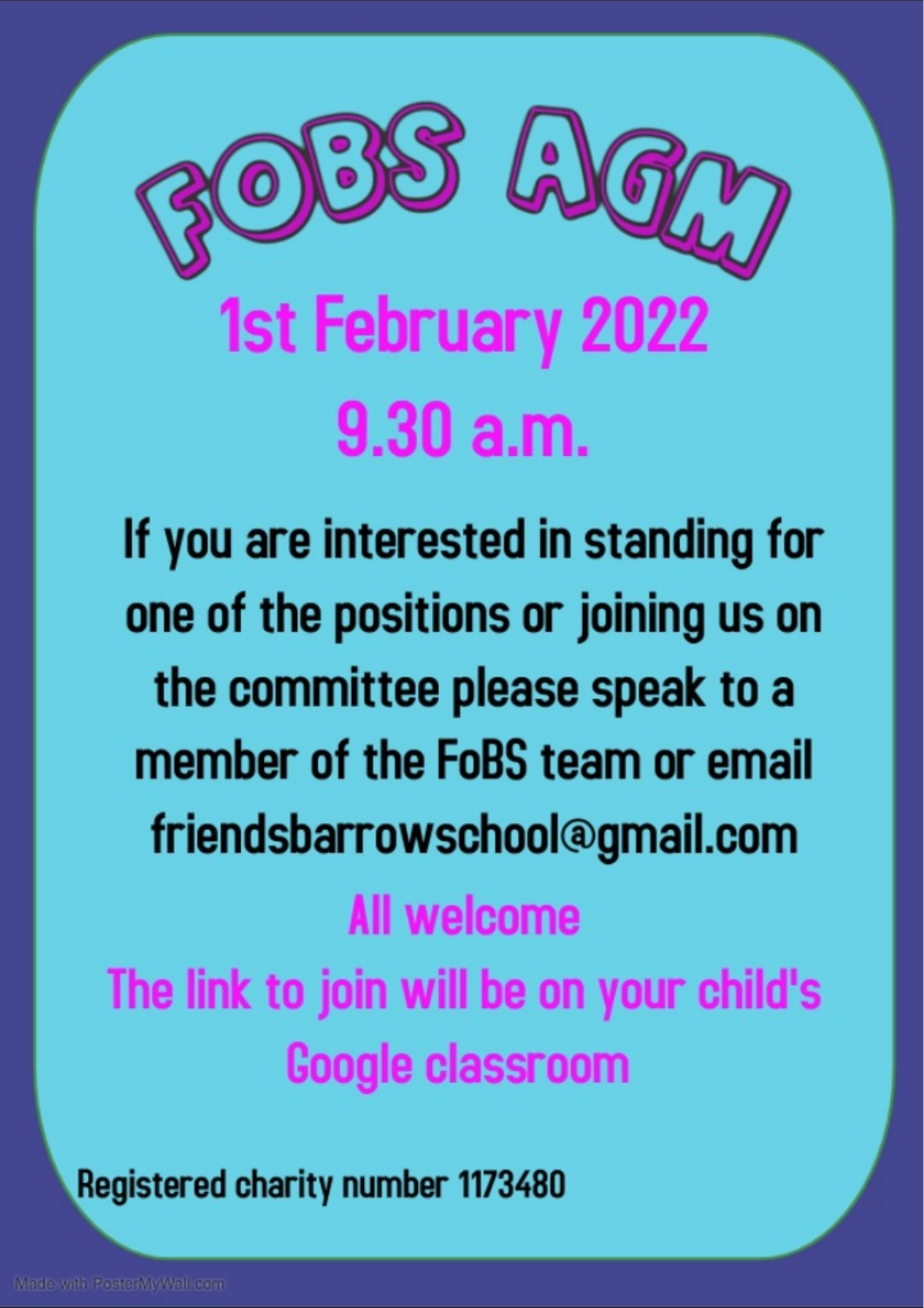# FOBS AGM

## 1st February 2022

## 9.30 a.m.

If you are interested in standing for one of the positions or joining us on the committee please speak to a member of the FoBS team or email friendsbarrowschool@gmail.com

**All welcome**

**The link to join will be on your child's Google classroom**

Registered charity number 1173480

Made with PosterMyWall.com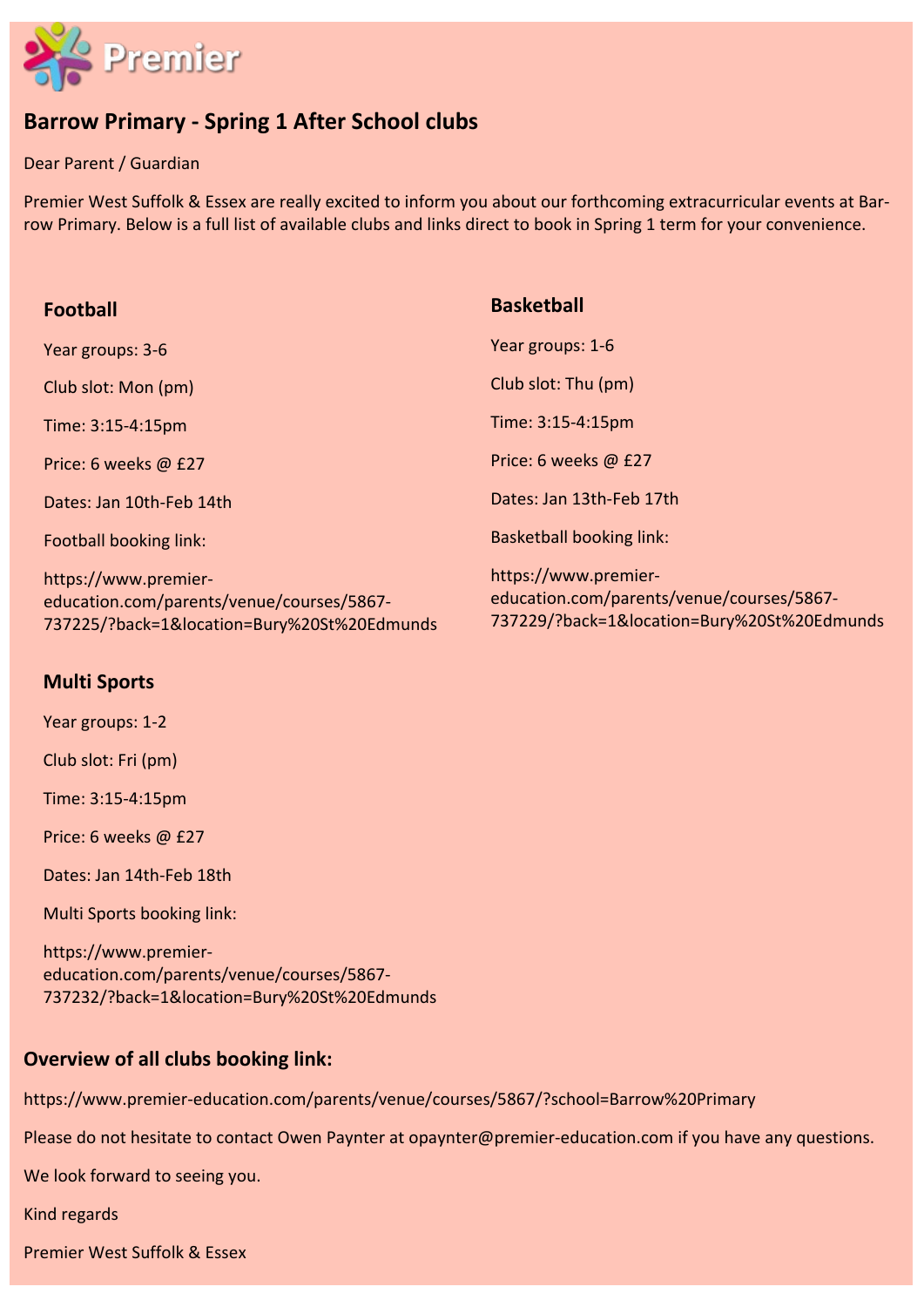Premier

## Barrow Primary - Spring 1 After School clubs

Dear Parent / Guardian

Premier West Suffolk & Essex are really excited to inform you about our forthcoming extracurricular events at Barrow Primary. Below is a full list of available clubs and links direct to book in Spring 1 term for your convenience.

### Football

Year groups: 3-6

Club slot: Mon (pm)

Time: 3:15-4:15pm

Price: 6 weeks @ £27

Dates: Jan 10th-Feb 14th

Football booking link:

https://www.premier-education.com/parents/venue/courses/5867-737225/?back=1&location=Bury%20St%20Edmunds

### Basketball

Year groups: 1-6

Club slot: Thu (pm)

Time: 3:15-4:15pm

Price: 6 weeks @ £27

Dates: Jan 13th-Feb 17th

Basketball booking link:

https://www.premier-education.com/parents/venue/courses/5867-737229/?back=1&location=Bury%20St%20Edmunds

### Multi Sports

Year groups: 1-2

Club slot: Fri (pm)

Time: 3:15-4:15pm

Price: 6 weeks @ £27

Dates: Jan 14th-Feb 18th

Multi Sports booking link:

https://www.premier-education.com/parents/venue/courses/5867-737232/?back=1&location=Bury%20St%20Edmunds

### Overview of all clubs booking link:

https://www.premier-education.com/parents/venue/courses/5867/?school=Barrow%20Primary

Please do not hesitate to contact Owen Paynter at opaynter@premier-education.com if you have any questions.

We look forward to seeing you.

Kind regards

Premier West Suffolk & Essex